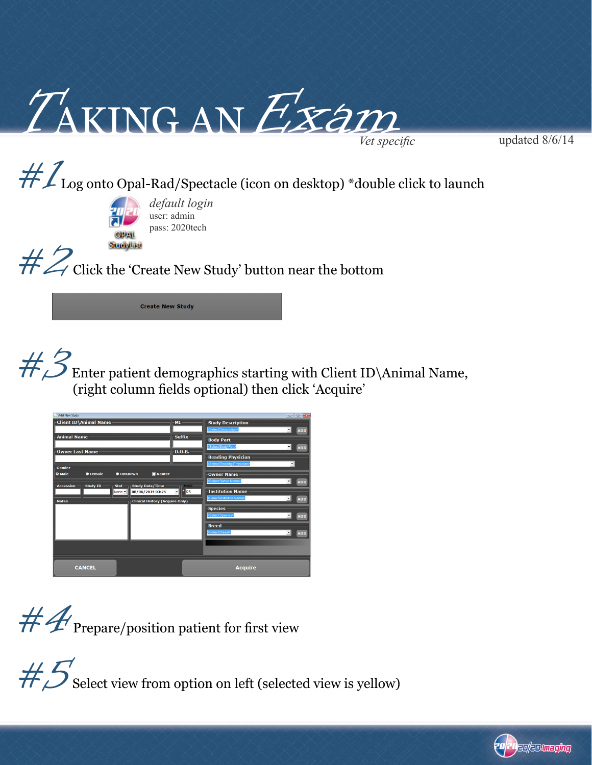# Taking an Exam

*Vet specific*

updated 8/6/14

## #1 Log onto Opal-Rad/Spectacle (icon on desktop) *double click to launch

OPAL StudyList

*default login*
user: admin
pass: 2020tech

## #2 Click the 'Create New Study' button near the bottom

Create New Study

## #3 Enter patient demographics starting with Client ID\Animal Name, (right column fields optional) then click 'Acquire'

## #4 Prepare/position patient for first view

## #5 Select view from option on left (selected view is yellow)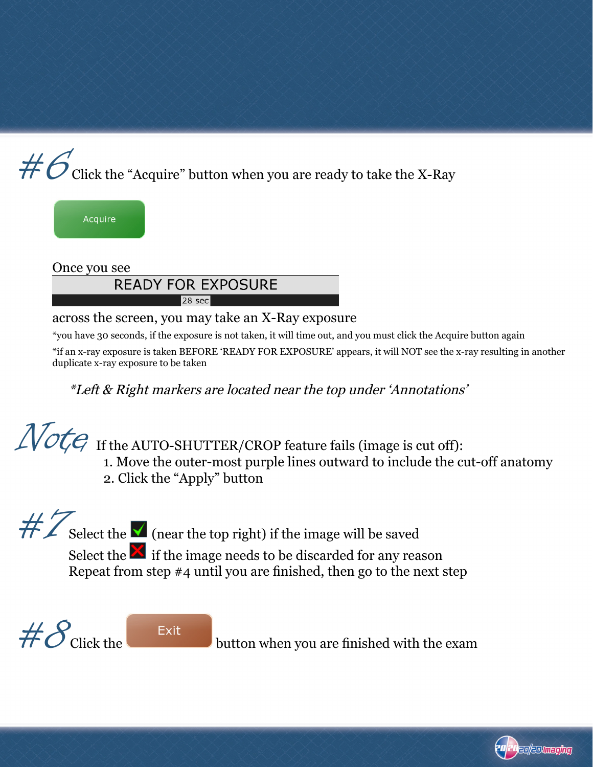## #6 Click the "Acquire" button when you are ready to take the X-Ray

Acquire

Once you see

READY FOR EXPOSURE

28 sec

across the screen, you may take an X-Ray exposure

*you have 30 seconds, if the exposure is not taken, it will time out, and you must click the Acquire button again

*if an x-ray exposure is taken BEFORE 'READY FOR EXPOSURE' appears, it will NOT see the x-ray resulting in another duplicate x-ray exposure to be taken

*\*Left & Right markers are located near the top under 'Annotations'*

## Note

If the AUTO-SHUTTER/CROP feature fails (image is cut off):

1. Move the outer-most purple lines outward to include the cut-off anatomy
2. Click the "Apply" button

## #7

Select the ✔ (near the top right) if the image will be saved

Select the ✘ if the image needs to be discarded for any reason

Repeat from step #4 until you are finished, then go to the next step

## #8 Click the Exit button when you are finished with the exam